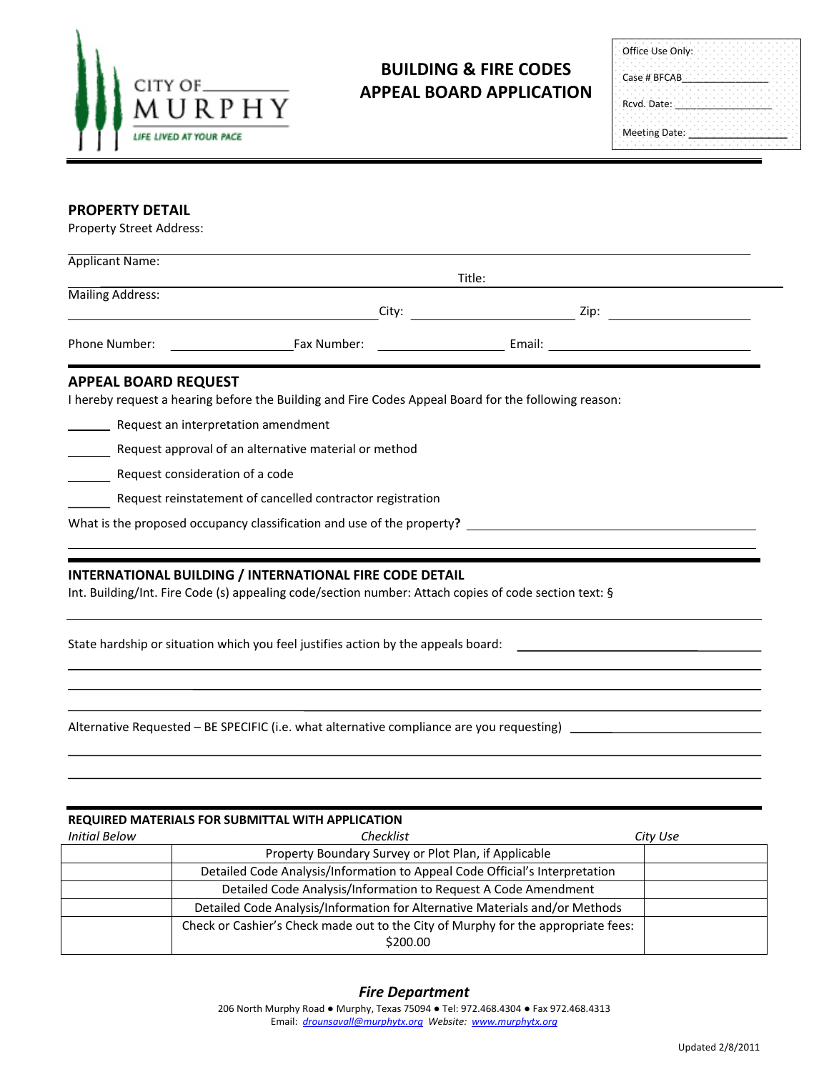CITY OF MURPHY

LIFE LIVED AT YOUR PACE

# BUILDING & FIRE CODES APPEAL BOARD APPLICATION

Office Use Only:

Case # BFCAB\_\_\_\_\_\_\_\_\_\_\_\_\_\_\_\_

Rcvd. Date: \_\_\_\_\_\_\_\_\_\_\_\_\_\_\_\_

Meeting Date: \_\_\_\_\_\_\_\_\_\_\_\_\_\_\_\_

## PROPERTY DETAIL

Property Street Address: \_\_\_\_\_\_\_\_\_\_\_\_\_\_\_\_\_\_\_\_\_\_\_\_\_\_\_\_\_\_\_\_

Applicant Name: \_\_\_\_\_\_\_\_\_\_\_\_\_\_\_\_ Title: \_\_\_\_\_\_\_\_\_\_\_\_\_\_\_\_

Mailing Address: \_\_\_\_\_\_\_\_\_\_\_\_\_\_\_\_ City: \_\_\_\_\_\_\_\_\_\_\_\_ Zip: \_\_\_\_\_\_\_\_\_\_\_\_

Phone Number: \_\_\_\_\_\_\_\_\_\_\_\_ Fax Number: \_\_\_\_\_\_\_\_\_\_\_\_ Email: \_\_\_\_\_\_\_\_\_\_\_\_\_\_\_\_

## APPEAL BOARD REQUEST

I hereby request a hearing before the Building and Fire Codes Appeal Board for the following reason:

\_\_\_\_\_\_ Request an interpretation amendment

\_\_\_\_\_\_ Request approval of an alternative material or method

\_\_\_\_\_\_ Request consideration of a code

\_\_\_\_\_\_ Request reinstatement of cancelled contractor registration

What is the proposed occupancy classification and use of the property? \_\_\_\_\_\_\_\_\_\_\_\_\_\_\_\_\_\_\_\_\_\_\_\_

## INTERNATIONAL BUILDING / INTERNATIONAL FIRE CODE DETAIL

Int. Building/Int. Fire Code (s) appealing code/section number: Attach copies of code section text: §

State hardship or situation which you feel justifies action by the appeals board: \_\_\_\_\_\_\_\_\_\_\_\_\_\_\_\_\_\_\_\_\_\_\_\_

Alternative Requested – BE SPECIFIC (i.e. what alternative compliance are you requesting) \_\_\_\_\_\_\_\_\_\_\_\_\_\_\_\_

### REQUIRED MATERIALS FOR SUBMITTAL WITH APPLICATION

| *Initial Below* | *Checklist* | *City Use* |
|---|---|---|
| | Property Boundary Survey or Plot Plan, if Applicable | |
| | Detailed Code Analysis/Information to Appeal Code Official's Interpretation | |
| | Detailed Code Analysis/Information to Request A Code Amendment | |
| | Detailed Code Analysis/Information for Alternative Materials and/or Methods | |
| | Check or Cashier's Check made out to the City of Murphy for the appropriate fees: $200.00 | |

***Fire Department***

206 North Murphy Road ● Murphy, Texas 75094 ● Tel: 972.468.4304 ● Fax 972.468.4313

Email: *drounsavall@murphytx.org* Website: *www.murphytx.org*

Updated 2/8/2011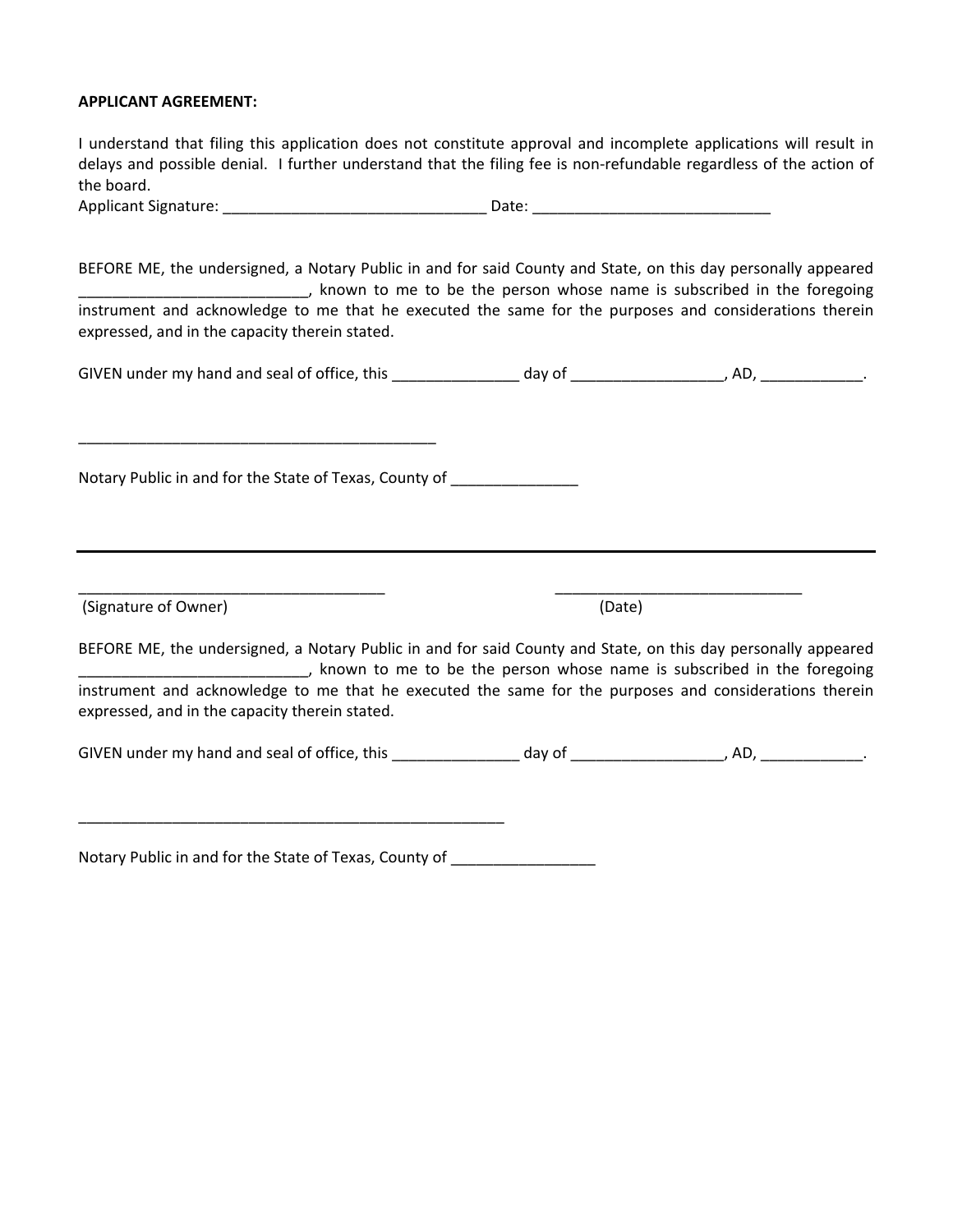**APPLICANT AGREEMENT:**

I understand that filing this application does not constitute approval and incomplete applications will result in delays and possible denial. I further understand that the filing fee is non-refundable regardless of the action of the board.

Applicant Signature: ________________________________ Date: _____________________________

BEFORE ME, the undersigned, a Notary Public in and for said County and State, on this day personally appeared ___________________________, known to me to be the person whose name is subscribed in the foregoing instrument and acknowledge to me that he executed the same for the purposes and considerations therein expressed, and in the capacity therein stated.

GIVEN under my hand and seal of office, this _______________ day of __________________, AD, ____________.

____________________________________________

Notary Public in and for the State of Texas, County of _______________

---

_____________________________________ ______________________________

(Signature of Owner) (Date)

BEFORE ME, the undersigned, a Notary Public in and for said County and State, on this day personally appeared ___________________________, known to me to be the person whose name is subscribed in the foregoing instrument and acknowledge to me that he executed the same for the purposes and considerations therein expressed, and in the capacity therein stated.

GIVEN under my hand and seal of office, this _______________ day of __________________, AD, ____________.

_____________________________________________________

Notary Public in and for the State of Texas, County of _________________